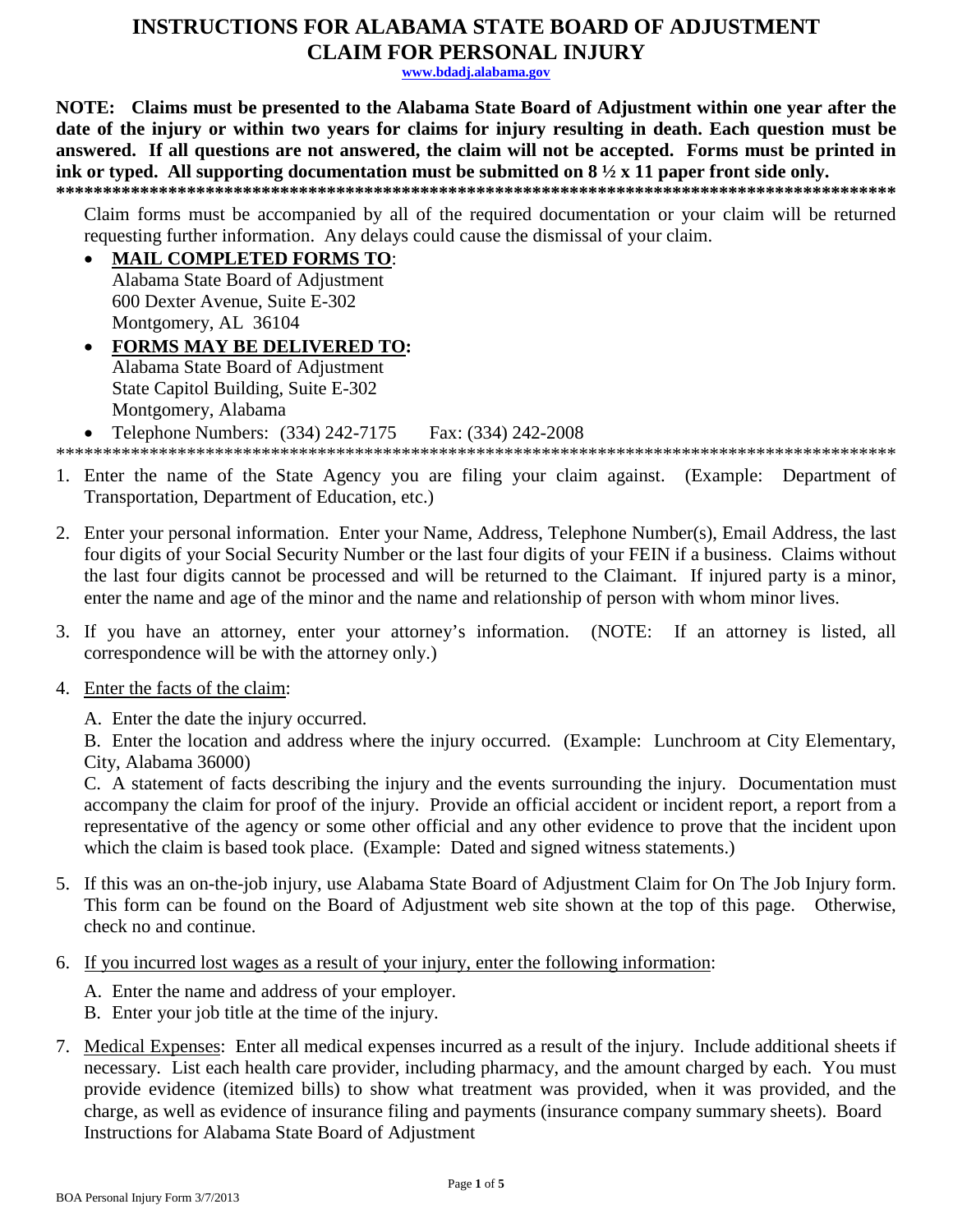# INSTRUCTIONS FOR ALABAMA STATE BOARD OF ADJUSTMENT CLAIM FOR PERSONAL INJURY

www.bdadj.alabama.gov

**NOTE: Claims must be presented to the Alabama State Board of Adjustment within one year after the date of the injury or within two years for claims for injury resulting in death. Each question must be answered. If all questions are not answered, the claim will not be accepted. Forms must be printed in ink or typed. All supporting documentation must be submitted on 8 ½ x 11 paper front side only.**

**************************************************************************************************

Claim forms must be accompanied by all of the required documentation or your claim will be returned requesting further information. Any delays could cause the dismissal of your claim.

- **MAIL COMPLETED FORMS TO**:
  Alabama State Board of Adjustment
  600 Dexter Avenue, Suite E-302
  Montgomery, AL 36104
- **FORMS MAY BE DELIVERED TO:**
  Alabama State Board of Adjustment
  State Capitol Building, Suite E-302
  Montgomery, Alabama
- Telephone Numbers: (334) 242-7175 Fax: (334) 242-2008

**************************************************************************************************

1. Enter the name of the State Agency you are filing your claim against. (Example: Department of Transportation, Department of Education, etc.)

2. Enter your personal information. Enter your Name, Address, Telephone Number(s), Email Address, the last four digits of your Social Security Number or the last four digits of your FEIN if a business. Claims without the last four digits cannot be processed and will be returned to the Claimant. If injured party is a minor, enter the name and age of the minor and the name and relationship of person with whom minor lives.

3. If you have an attorney, enter your attorney's information. (NOTE: If an attorney is listed, all correspondence will be with the attorney only.)

4. Enter the facts of the claim:

   A. Enter the date the injury occurred.
   B. Enter the location and address where the injury occurred. (Example: Lunchroom at City Elementary, City, Alabama 36000)
   C. A statement of facts describing the injury and the events surrounding the injury. Documentation must accompany the claim for proof of the injury. Provide an official accident or incident report, a report from a representative of the agency or some other official and any other evidence to prove that the incident upon which the claim is based took place. (Example: Dated and signed witness statements.)

5. If this was an on-the-job injury, use Alabama State Board of Adjustment Claim for On The Job Injury form. This form can be found on the Board of Adjustment web site shown at the top of this page. Otherwise, check no and continue.

6. If you incurred lost wages as a result of your injury, enter the following information:

   A. Enter the name and address of your employer.
   B. Enter your job title at the time of the injury.

7. Medical Expenses: Enter all medical expenses incurred as a result of the injury. Include additional sheets if necessary. List each health care provider, including pharmacy, and the amount charged by each. You must provide evidence (itemized bills) to show what treatment was provided, when it was provided, and the charge, as well as evidence of insurance filing and payments (insurance company summary sheets). Board Instructions for Alabama State Board of Adjustment

BOA Personal Injury Form 3/7/2013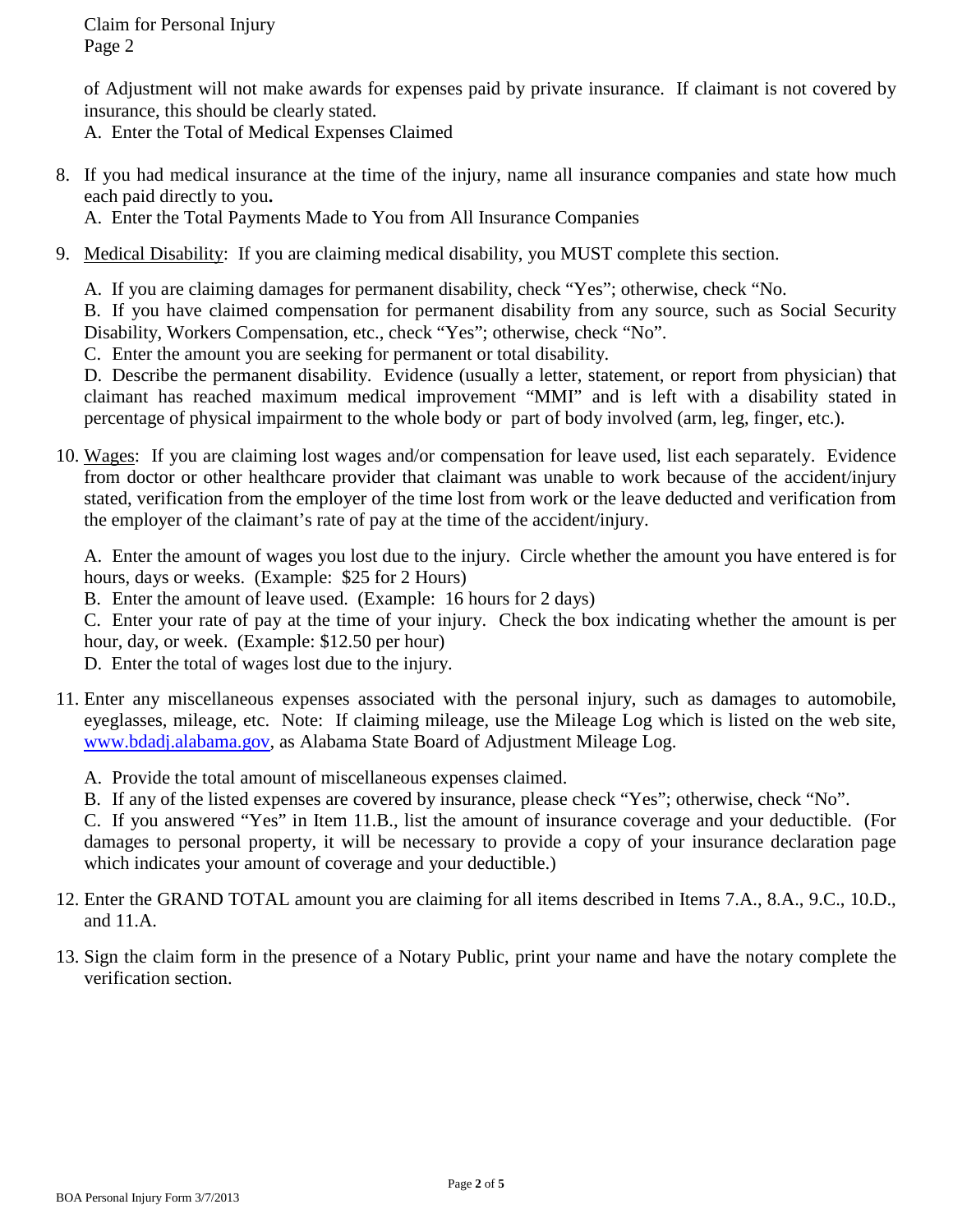of Adjustment will not make awards for expenses paid by private insurance. If claimant is not covered by insurance, this should be clearly stated.

A. Enter the Total of Medical Expenses Claimed

8. If you had medical insurance at the time of the injury, name all insurance companies and state how much each paid directly to you**.**

   A. Enter the Total Payments Made to You from All Insurance Companies

9. Medical Disability: If you are claiming medical disability, you MUST complete this section.

   A. If you are claiming damages for permanent disability, check "Yes"; otherwise, check "No.

   B. If you have claimed compensation for permanent disability from any source, such as Social Security Disability, Workers Compensation, etc., check "Yes"; otherwise, check "No".

   C. Enter the amount you are seeking for permanent or total disability.

   D. Describe the permanent disability. Evidence (usually a letter, statement, or report from physician) that claimant has reached maximum medical improvement "MMI" and is left with a disability stated in percentage of physical impairment to the whole body or part of body involved (arm, leg, finger, etc.).

10. Wages: If you are claiming lost wages and/or compensation for leave used, list each separately. Evidence from doctor or other healthcare provider that claimant was unable to work because of the accident/injury stated, verification from the employer of the time lost from work or the leave deducted and verification from the employer of the claimant's rate of pay at the time of the accident/injury.

    A. Enter the amount of wages you lost due to the injury. Circle whether the amount you have entered is for hours, days or weeks. (Example: $25 for 2 Hours)

    B. Enter the amount of leave used. (Example: 16 hours for 2 days)

    C. Enter your rate of pay at the time of your injury. Check the box indicating whether the amount is per hour, day, or week. (Example: $12.50 per hour)

    D. Enter the total of wages lost due to the injury.

11. Enter any miscellaneous expenses associated with the personal injury, such as damages to automobile, eyeglasses, mileage, etc. Note: If claiming mileage, use the Mileage Log which is listed on the web site, www.bdadj.alabama.gov, as Alabama State Board of Adjustment Mileage Log.

    A. Provide the total amount of miscellaneous expenses claimed.

    B. If any of the listed expenses are covered by insurance, please check "Yes"; otherwise, check "No".

    C. If you answered "Yes" in Item 11.B., list the amount of insurance coverage and your deductible. (For damages to personal property, it will be necessary to provide a copy of your insurance declaration page which indicates your amount of coverage and your deductible.)

12. Enter the GRAND TOTAL amount you are claiming for all items described in Items 7.A., 8.A., 9.C., 10.D., and 11.A.

13. Sign the claim form in the presence of a Notary Public, print your name and have the notary complete the verification section.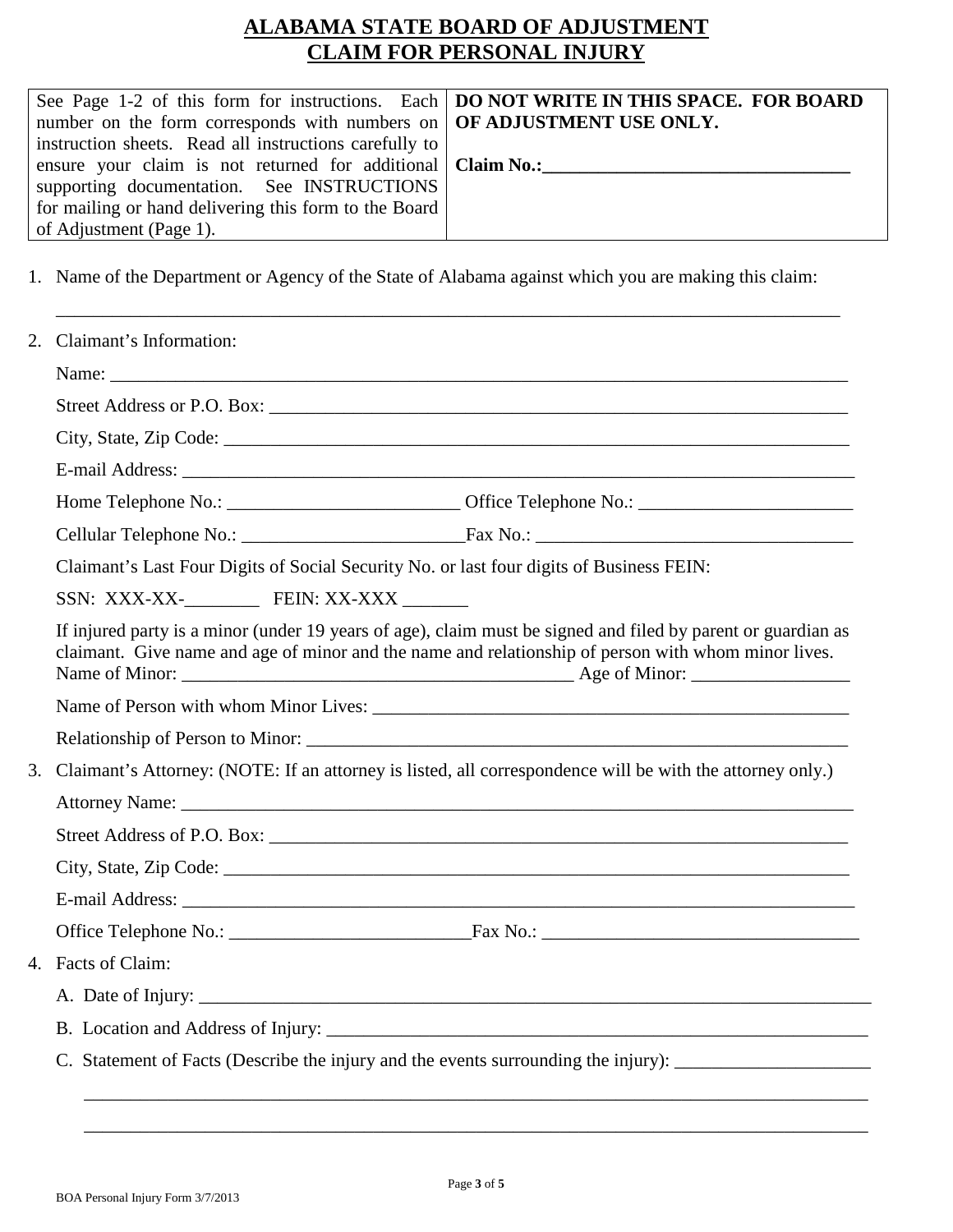# ALABAMA STATE BOARD OF ADJUSTMENT
# CLAIM FOR PERSONAL INJURY

| | |
|---|---|
| See Page 1-2 of this form for instructions. Each number on the form corresponds with numbers on instruction sheets. Read all instructions carefully to ensure your claim is not returned for additional supporting documentation. See INSTRUCTIONS for mailing or hand delivering this form to the Board of Adjustment (Page 1). | **DO NOT WRITE IN THIS SPACE. FOR BOARD OF ADJUSTMENT USE ONLY.**<br><br>**Claim No.:_______________________________** |

1. Name of the Department or Agency of the State of Alabama against which you are making this claim:

   ________________________________________________________________________________

2. Claimant's Information:

   Name: ________________________________________________________________________

   Street Address or P.O. Box: _____________________________________________________

   City, State, Zip Code: _________________________________________________________

   E-mail Address: _______________________________________________________________

   Home Telephone No.: ________________________ Office Telephone No.: ______________________

   Cellular Telephone No.: _______________________Fax No.: _________________________________

   Claimant's Last Four Digits of Social Security No. or last four digits of Business FEIN:

   SSN: XXX-XX-________ FEIN: XX-XXX _______

   If injured party is a minor (under 19 years of age), claim must be signed and filed by parent or guardian as claimant. Give name and age of minor and the name and relationship of person with whom minor lives.
   Name of Minor: ________________________________________ Age of Minor: ________________

   Name of Person with whom Minor Lives: ____________________________________________

   Relationship of Person to Minor: _________________________________________________

3. Claimant's Attorney: (NOTE: If an attorney is listed, all correspondence will be with the attorney only.)

   Attorney Name: _______________________________________________________________

   Street Address of P.O. Box: _____________________________________________________

   City, State, Zip Code: _________________________________________________________

   E-mail Address: _______________________________________________________________

   Office Telephone No.: _________________________Fax No.: _________________________________

4. Facts of Claim:

   A. Date of Injury: ______________________________________________________________

   B. Location and Address of Injury: _________________________________________________

   C. Statement of Facts (Describe the injury and the events surrounding the injury): ____________________

   ________________________________________________________________________________

   ________________________________________________________________________________

BOA Personal Injury Form 3/7/2013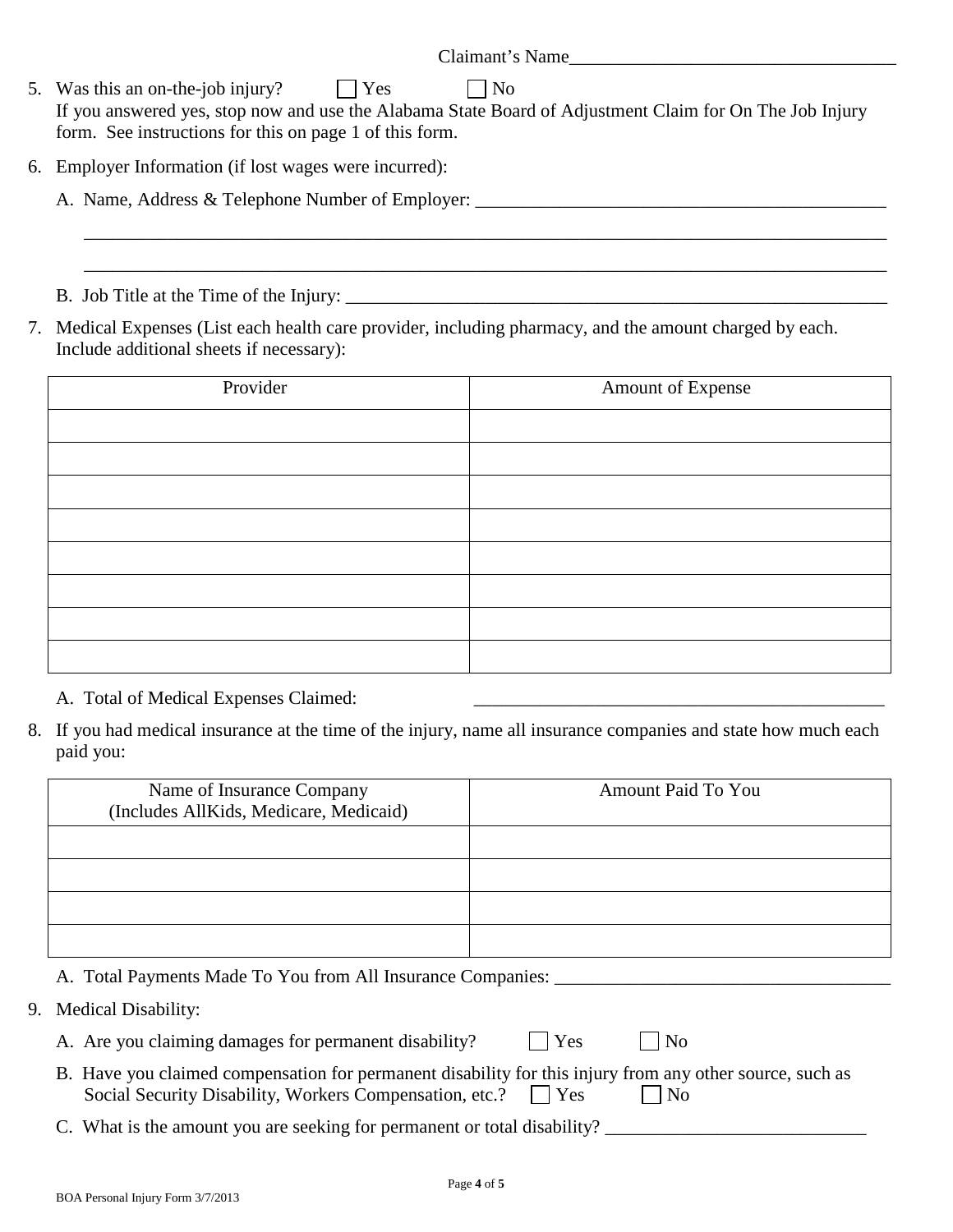Claimant's Name___________________________________

5. Was this an on-the-job injury? ☐ Yes ☐ No
   If you answered yes, stop now and use the Alabama State Board of Adjustment Claim for On The Job Injury form. See instructions for this on page 1 of this form.

6. Employer Information (if lost wages were incurred):

   A. Name, Address & Telephone Number of Employer: _____________________________________________

   ___________________________________________________________________________________________

   ___________________________________________________________________________________________

   B. Job Title at the Time of the Injury: ___________________________________________________________

7. Medical Expenses (List each health care provider, including pharmacy, and the amount charged by each. Include additional sheets if necessary):

| Provider | Amount of Expense |
|---|---|
| | |
| | |
| | |
| | |
| | |
| | |
| | |
| | |

   A. Total of Medical Expenses Claimed: _____________________________________________

8. If you had medical insurance at the time of the injury, name all insurance companies and state how much each paid you:

| Name of Insurance Company (Includes AllKids, Medicare, Medicaid) | Amount Paid To You |
|---|---|
| | |
| | |
| | |
| | |

   A. Total Payments Made To You from All Insurance Companies: ____________________________________

9. Medical Disability:

   A. Are you claiming damages for permanent disability? ☐ Yes ☐ No

   B. Have you claimed compensation for permanent disability for this injury from any other source, such as Social Security Disability, Workers Compensation, etc.? ☐ Yes ☐ No

   C. What is the amount you are seeking for permanent or total disability? ____________________________

BOA Personal Injury Form 3/7/2013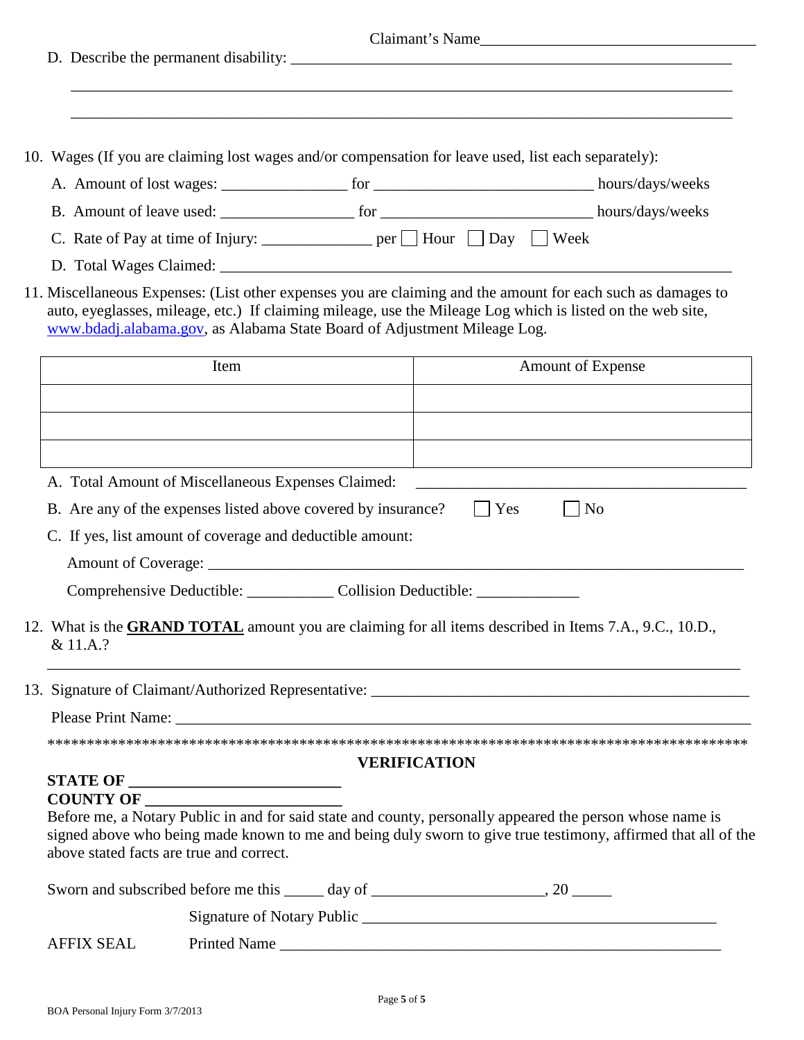Claimant's Name___________________________________

D. Describe the permanent disability: ___________________________________________________________

_________________________________________________________________________________

_________________________________________________________________________________

10. Wages (If you are claiming lost wages and/or compensation for leave used, list each separately):

    A. Amount of lost wages: ________________ for ____________________________ hours/days/weeks

    B. Amount of leave used: _________________ for ___________________________ hours/days/weeks

    C. Rate of Pay at time of Injury: ______________ per ☐ Hour ☐ Day ☐ Week

    D. Total Wages Claimed: _________________________________________________________________

11. Miscellaneous Expenses: (List other expenses you are claiming and the amount for each such as damages to auto, eyeglasses, mileage, etc.) If claiming mileage, use the Mileage Log which is listed on the web site, [www.bdadj.alabama.gov](http://www.bdadj.alabama.gov), as Alabama State Board of Adjustment Mileage Log.

| Item | Amount of Expense |
|---|---|
| | |
| | |
| | |

A. Total Amount of Miscellaneous Expenses Claimed: ____________________________________________

B. Are any of the expenses listed above covered by insurance? ☐ Yes ☐ No

C. If yes, list amount of coverage and deductible amount:

Amount of Coverage: _____________________________________________________________________

Comprehensive Deductible: ___________ Collision Deductible: _____________

12. What is the **GRAND TOTAL** amount you are claiming for all items described in Items 7.A., 9.C., 10.D., & 11.A.?

_________________________________________________________________________________

13. Signature of Claimant/Authorized Representative: ________________________________________________

Please Print Name: _______________________________________________________________________

*****************************************************************************************

## VERIFICATION

**STATE OF __________________________**
**COUNTY OF ________________________**

Before me, a Notary Public in and for said state and county, personally appeared the person whose name is signed above who being made known to me and being duly sworn to give true testimony, affirmed that all of the above stated facts are true and correct.

Sworn and subscribed before me this _____ day of _____________________, 20 _____

Signature of Notary Public _____________________________________________

AFFIX SEAL    Printed Name __________________________________________________________

BOA Personal Injury Form 3/7/2013